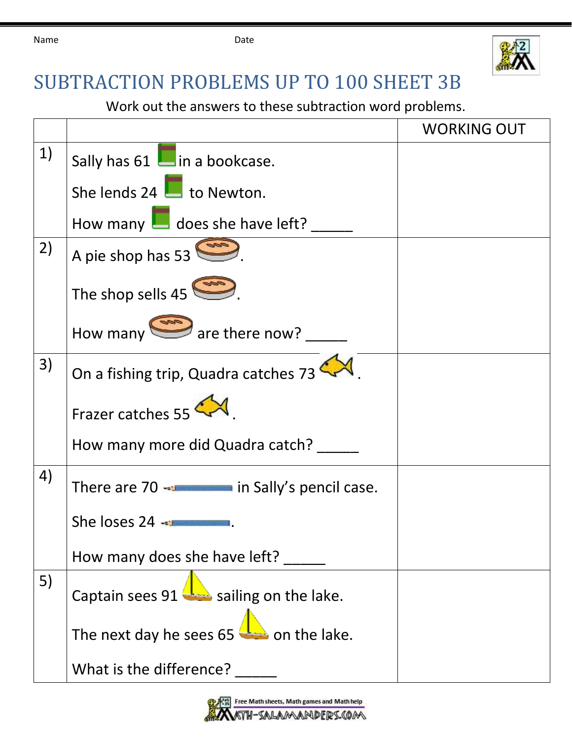Name Date

# SUBTRACTION PROBLEMS UP TO 100 SHEET 3B

Work out the answers to these subtraction word problems.

| | | WORKING OUT |
|---|---|---|
| 1) | Sally has 61 in a bookcase.<br>She lends 24 to Newton.<br>How many does she have left? _____ | |
| 2) | A pie shop has 53 .<br>The shop sells 45 .<br>How many are there now? _____ | |
| 3) | On a fishing trip, Quadra catches 73 .<br>Frazer catches 55 .<br>How many more did Quadra catch? _____ | |
| 4) | There are 70 in Sally's pencil case.<br>She loses 24 .<br>How many does she have left? _____ | |
| 5) | Captain sees 91 sailing on the lake.<br>The next day he sees 65 on the lake.<br>What is the difference? _____ | |

Free Math sheets, Math games and Math help
MATH-SALAMANDERS.COM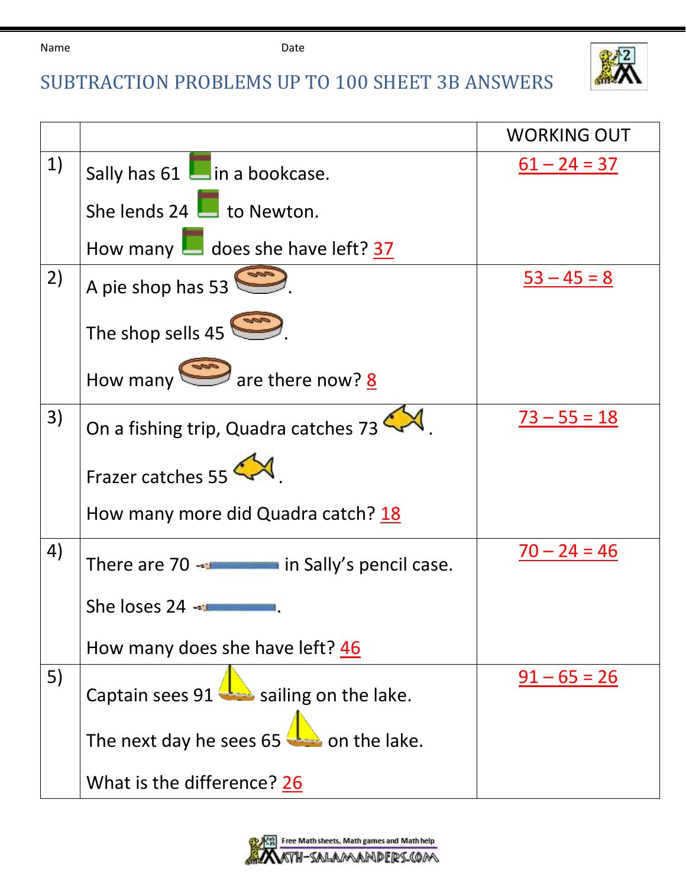Name Date

# SUBTRACTION PROBLEMS UP TO 100 SHEET 3B ANSWERS

| | | WORKING OUT |
|---|---|---|
| 1) | Sally has 61 in a bookcase.<br>She lends 24 to Newton.<br>How many does she have left? 37 | 61 – 24 = 37 |
| 2) | A pie shop has 53 .<br>The shop sells 45 .<br>How many are there now? 8 | 53 – 45 = 8 |
| 3) | On a fishing trip, Quadra catches 73 .<br>Frazer catches 55 .<br>How many more did Quadra catch? 18 | 73 – 55 = 18 |
| 4) | There are 70 in Sally's pencil case.<br>She loses 24 .<br>How many does she have left? 46 | 70 – 24 = 46 |
| 5) | Captain sees 91 sailing on the lake.<br>The next day he sees 65 on the lake.<br>What is the difference? 26 | 91 – 65 = 26 |

Free Math sheets, Math games and Math help
MATH-SALAMANDERS.COM